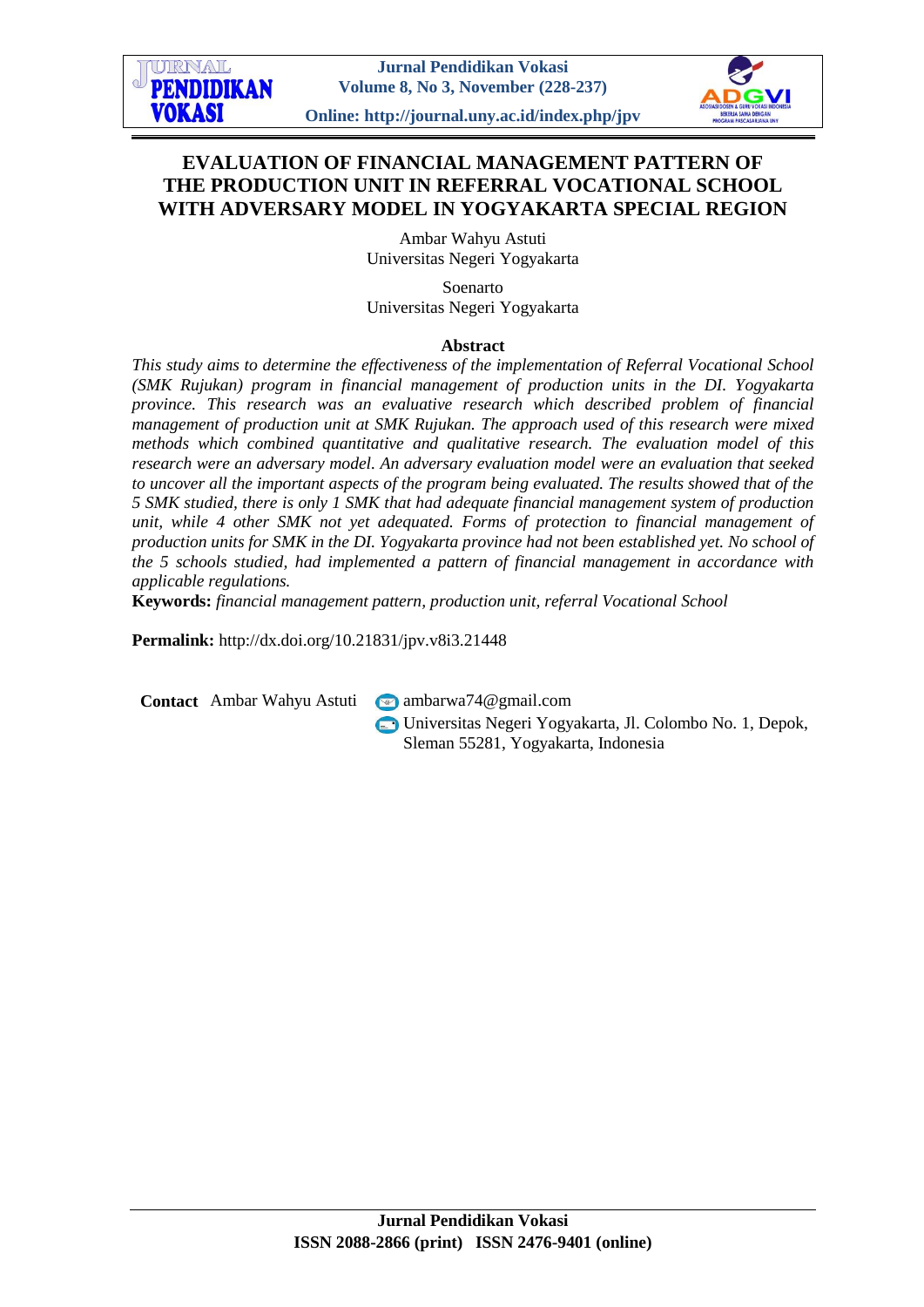# EVALUATION OF FINANCIAL MANAGEMENT PATTERN OF THE PRODUCTION UNIT IN REFERRAL VOCATIONAL SCHOOL WITH ADVERSARY MODEL IN YOGYAKARTA SPECIAL REGION

Ambar Wahyu Astuti
Universitas Negeri Yogyakarta

Soenarto
Universitas Negeri Yogyakarta

**Abstract**

*This study aims to determine the effectiveness of the implementation of Referral Vocational School (SMK Rujukan) program in financial management of production units in the DI. Yogyakarta province. This research was an evaluative research which described problem of financial management of production unit at SMK Rujukan. The approach used of this research were mixed methods which combined quantitative and qualitative research. The evaluation model of this research were an adversary model. An adversary evaluation model were an evaluation that seeked to uncover all the important aspects of the program being evaluated. The results showed that of the 5 SMK studied, there is only 1 SMK that had adequate financial management system of production unit, while 4 other SMK not yet adequated. Forms of protection to financial management of production units for SMK in the DI. Yogyakarta province had not been established yet. No school of the 5 schools studied, had implemented a pattern of financial management in accordance with applicable regulations.*

**Keywords:** *financial management pattern, production unit, referral Vocational School*

**Permalink:** http://dx.doi.org/10.21831/jpv.v8i3.21448

**Contact** Ambar Wahyu Astuti ambarwa74@gmail.com
Universitas Negeri Yogyakarta, Jl. Colombo No. 1, Depok, Sleman 55281, Yogyakarta, Indonesia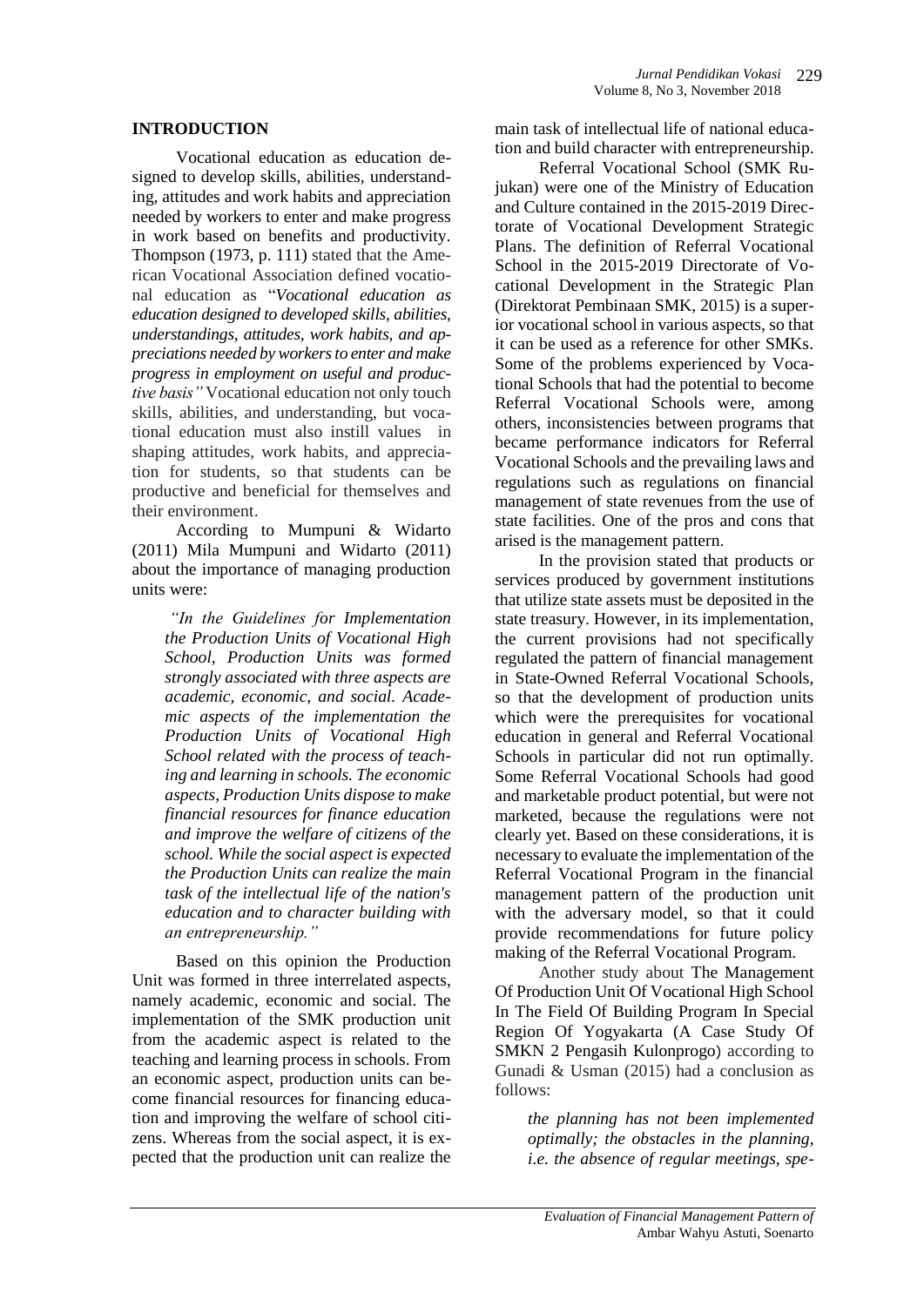## INTRODUCTION

Vocational education as education designed to develop skills, abilities, understanding, attitudes and work habits and appreciation needed by workers to enter and make progress in work based on benefits and productivity. Thompson (1973, p. 111) stated that the American Vocational Association defined vocational education as "*Vocational education as education designed to developed skills, abilities, understandings, attitudes, work habits, and appreciations needed by workers to enter and make progress in employment on useful and productive basis"* Vocational education not only touch skills, abilities, and understanding, but vocational education must also instill values in shaping attitudes, work habits, and appreciation for students, so that students can be productive and beneficial for themselves and their environment.

According to Mumpuni & Widarto (2011) Mila Mumpuni and Widarto (2011) about the importance of managing production units were:

> *"In the Guidelines for Implementation the Production Units of Vocational High School, Production Units was formed strongly associated with three aspects are academic, economic, and social. Academic aspects of the implementation the Production Units of Vocational High School related with the process of teaching and learning in schools. The economic aspects, Production Units dispose to make financial resources for finance education and improve the welfare of citizens of the school. While the social aspect is expected the Production Units can realize the main task of the intellectual life of the nation's education and to character building with an entrepreneurship."*

Based on this opinion the Production Unit was formed in three interrelated aspects, namely academic, economic and social. The implementation of the SMK production unit from the academic aspect is related to the teaching and learning process in schools. From an economic aspect, production units can become financial resources for financing education and improving the welfare of school citizens. Whereas from the social aspect, it is expected that the production unit can realize the main task of intellectual life of national education and build character with entrepreneurship.

Referral Vocational School (SMK Rujukan) were one of the Ministry of Education and Culture contained in the 2015-2019 Directorate of Vocational Development Strategic Plans. The definition of Referral Vocational School in the 2015-2019 Directorate of Vocational Development in the Strategic Plan (Direktorat Pembinaan SMK, 2015) is a superior vocational school in various aspects, so that it can be used as a reference for other SMKs. Some of the problems experienced by Vocational Schools that had the potential to become Referral Vocational Schools were, among others, inconsistencies between programs that became performance indicators for Referral Vocational Schools and the prevailing laws and regulations such as regulations on financial management of state revenues from the use of state facilities. One of the pros and cons that arised is the management pattern.

In the provision stated that products or services produced by government institutions that utilize state assets must be deposited in the state treasury. However, in its implementation, the current provisions had not specifically regulated the pattern of financial management in State-Owned Referral Vocational Schools, so that the development of production units which were the prerequisites for vocational education in general and Referral Vocational Schools in particular did not run optimally. Some Referral Vocational Schools had good and marketable product potential, but were not marketed, because the regulations were not clearly yet. Based on these considerations, it is necessary to evaluate the implementation of the Referral Vocational Program in the financial management pattern of the production unit with the adversary model, so that it could provide recommendations for future policy making of the Referral Vocational Program.

Another study about The Management Of Production Unit Of Vocational High School In The Field Of Building Program In Special Region Of Yogyakarta (A Case Study Of SMKN 2 Pengasih Kulonprogo) according to Gunadi & Usman (2015) had a conclusion as follows:

> *the planning has not been implemented optimally; the obstacles in the planning, i.e. the absence of regular meetings, spe-*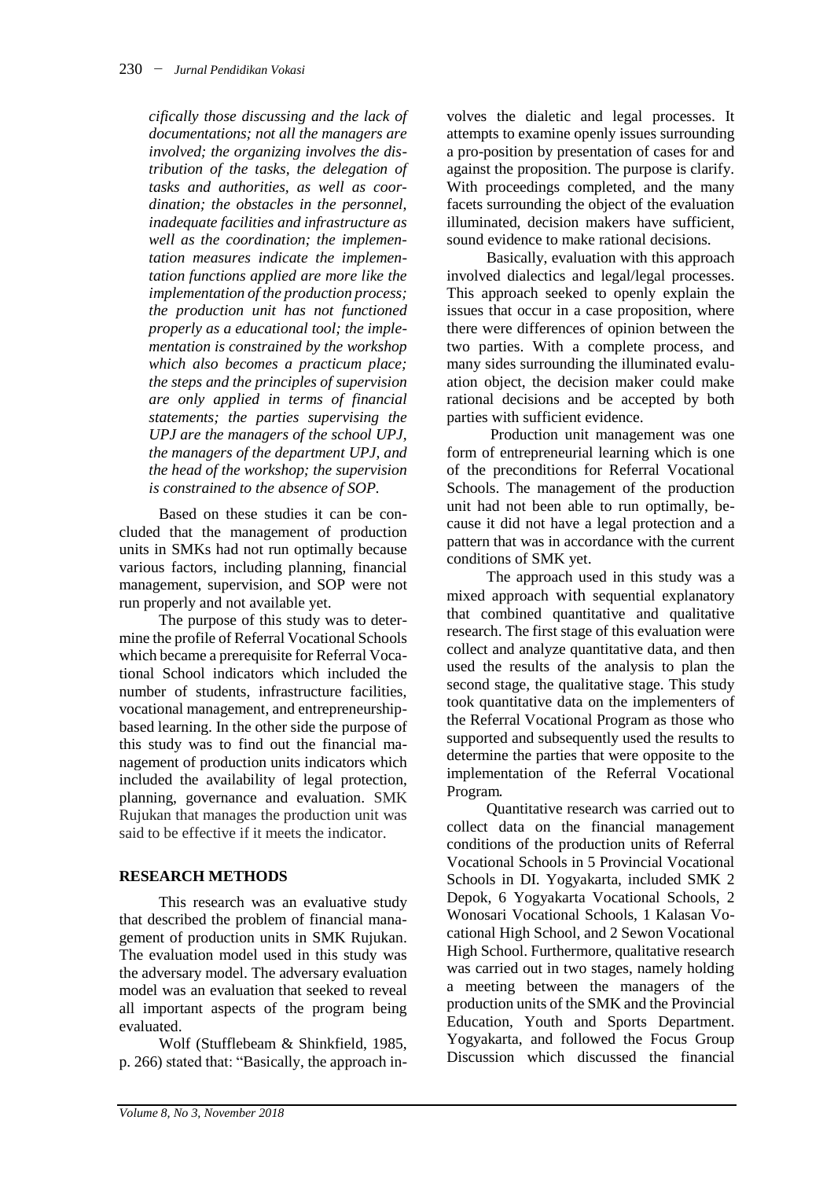*cifically those discussing and the lack of documentations; not all the managers are involved; the organizing involves the distribution of the tasks, the delegation of tasks and authorities, as well as coordination; the obstacles in the personnel, inadequate facilities and infrastructure as well as the coordination; the implementation measures indicate the implementation functions applied are more like the implementation of the production process; the production unit has not functioned properly as a educational tool; the implementation is constrained by the workshop which also becomes a practicum place; the steps and the principles of supervision are only applied in terms of financial statements; the parties supervising the UPJ are the managers of the school UPJ, the managers of the department UPJ, and the head of the workshop; the supervision is constrained to the absence of SOP.*

Based on these studies it can be concluded that the management of production units in SMKs had not run optimally because various factors, including planning, financial management, supervision, and SOP were not run properly and not available yet.

The purpose of this study was to determine the profile of Referral Vocational Schools which became a prerequisite for Referral Vocational School indicators which included the number of students, infrastructure facilities, vocational management, and entrepreneurship-based learning. In the other side the purpose of this study was to find out the financial management of production units indicators which included the availability of legal protection, planning, governance and evaluation. SMK Rujukan that manages the production unit was said to be effective if it meets the indicator.

## RESEARCH METHODS

This research was an evaluative study that described the problem of financial management of production units in SMK Rujukan. The evaluation model used in this study was the adversary model. The adversary evaluation model was an evaluation that seeked to reveal all important aspects of the program being evaluated.

Wolf (Stufflebeam & Shinkfield, 1985, p. 266) stated that: "Basically, the approach involves the dialetic and legal processes. It attempts to examine openly issues surrounding a pro-position by presentation of cases for and against the proposition. The purpose is clarify. With proceedings completed, and the many facets surrounding the object of the evaluation illuminated, decision makers have sufficient, sound evidence to make rational decisions.

Basically, evaluation with this approach involved dialectics and legal/legal processes. This approach seeked to openly explain the issues that occur in a case proposition, where there were differences of opinion between the two parties. With a complete process, and many sides surrounding the illuminated evaluation object, the decision maker could make rational decisions and be accepted by both parties with sufficient evidence.

Production unit management was one form of entrepreneurial learning which is one of the preconditions for Referral Vocational Schools. The management of the production unit had not been able to run optimally, because it did not have a legal protection and a pattern that was in accordance with the current conditions of SMK yet.

The approach used in this study was a mixed approach with sequential explanatory that combined quantitative and qualitative research. The first stage of this evaluation were collect and analyze quantitative data, and then used the results of the analysis to plan the second stage, the qualitative stage. This study took quantitative data on the implementers of the Referral Vocational Program as those who supported and subsequently used the results to determine the parties that were opposite to the implementation of the Referral Vocational Program.

Quantitative research was carried out to collect data on the financial management conditions of the production units of Referral Vocational Schools in 5 Provincial Vocational Schools in DI. Yogyakarta, included SMK 2 Depok, 6 Yogyakarta Vocational Schools, 2 Wonosari Vocational Schools, 1 Kalasan Vocational High School, and 2 Sewon Vocational High School. Furthermore, qualitative research was carried out in two stages, namely holding a meeting between the managers of the production units of the SMK and the Provincial Education, Youth and Sports Department. Yogyakarta, and followed the Focus Group Discussion which discussed the financial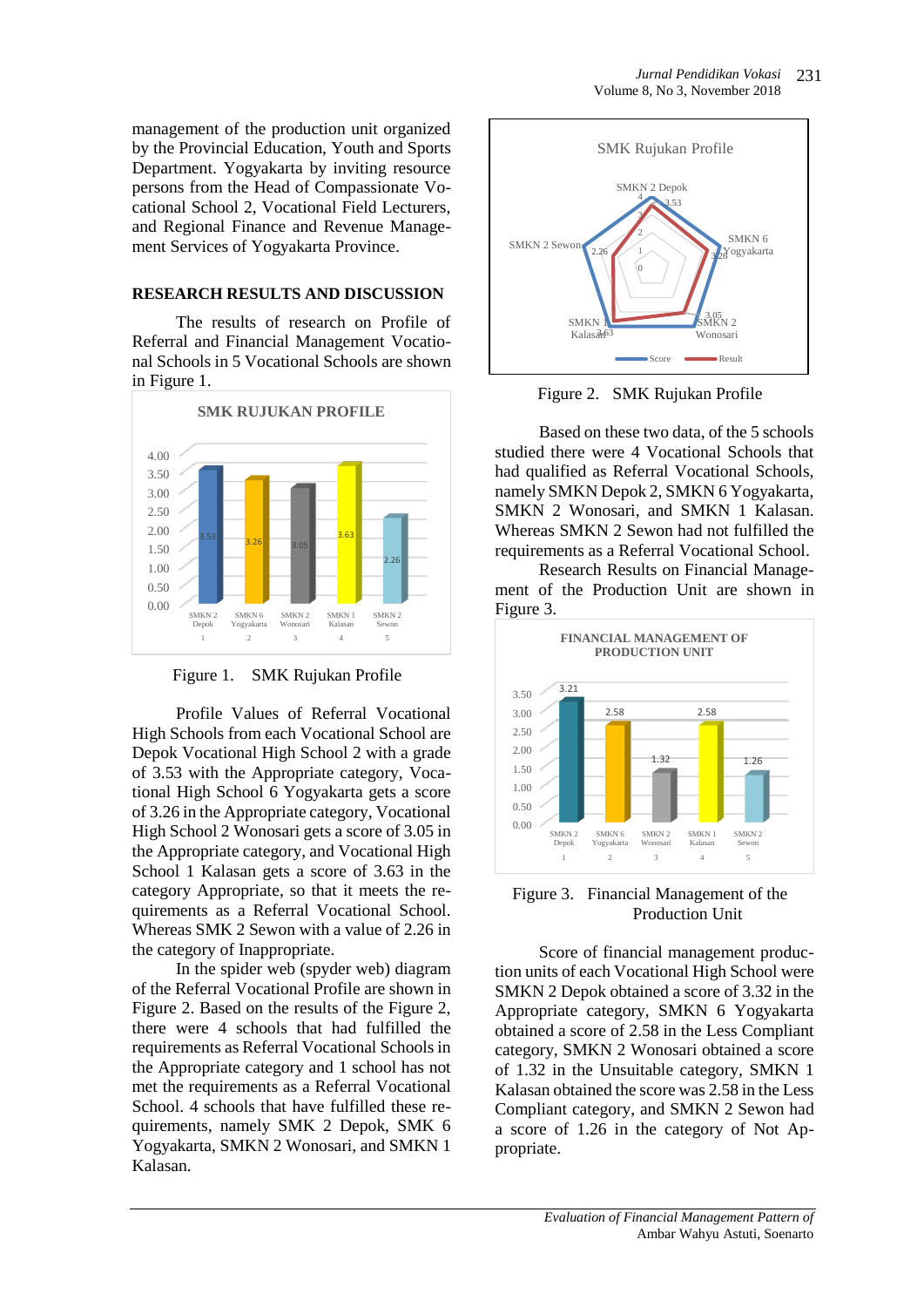management of the production unit organized by the Provincial Education, Youth and Sports Department. Yogyakarta by inviting resource persons from the Head of Compassionate Vocational School 2, Vocational Field Lecturers, and Regional Finance and Revenue Management Services of Yogyakarta Province.

## RESEARCH RESULTS AND DISCUSSION

The results of research on Profile of Referral and Financial Management Vocational Schools in 5 Vocational Schools are shown in Figure 1.

Figure 1. SMK Rujukan Profile

Profile Values of Referral Vocational High Schools from each Vocational School are Depok Vocational High School 2 with a grade of 3.53 with the Appropriate category, Vocational High School 6 Yogyakarta gets a score of 3.26 in the Appropriate category, Vocational High School 2 Wonosari gets a score of 3.05 in the Appropriate category, and Vocational High School 1 Kalasan gets a score of 3.63 in the category Appropriate, so that it meets the requirements as a Referral Vocational School. Whereas SMK 2 Sewon with a value of 2.26 in the category of Inappropriate.

In the spider web (spyder web) diagram of the Referral Vocational Profile are shown in Figure 2. Based on the results of the Figure 2, there were 4 schools that had fulfilled the requirements as Referral Vocational Schools in the Appropriate category and 1 school has not met the requirements as a Referral Vocational School. 4 schools that have fulfilled these requirements, namely SMK 2 Depok, SMK 6 Yogyakarta, SMKN 2 Wonosari, and SMKN 1 Kalasan.

Figure 2. SMK Rujukan Profile

Based on these two data, of the 5 schools studied there were 4 Vocational Schools that had qualified as Referral Vocational Schools, namely SMKN Depok 2, SMKN 6 Yogyakarta, SMKN 2 Wonosari, and SMKN 1 Kalasan. Whereas SMKN 2 Sewon had not fulfilled the requirements as a Referral Vocational School.

Research Results on Financial Management of the Production Unit are shown in Figure 3.

Figure 3. Financial Management of the Production Unit

Score of financial management production units of each Vocational High School were SMKN 2 Depok obtained a score of 3.32 in the Appropriate category, SMKN 6 Yogyakarta obtained a score of 2.58 in the Less Compliant category, SMKN 2 Wonosari obtained a score of 1.32 in the Unsuitable category, SMKN 1 Kalasan obtained the score was 2.58 in the Less Compliant category, and SMKN 2 Sewon had a score of 1.26 in the category of Not Appropriate.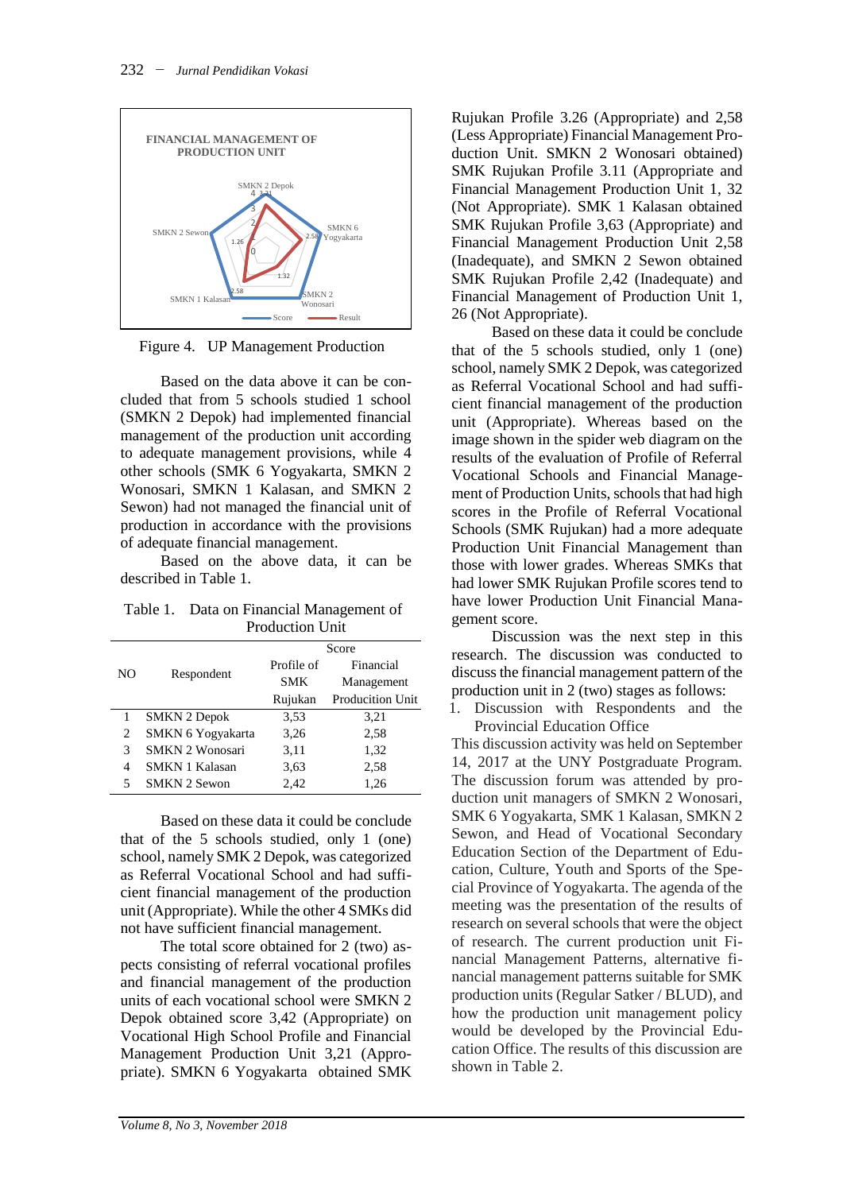FINANCIAL MANAGEMENT OF PRODUCTION UNIT

Figure 4. UP Management Production

Based on the data above it can be concluded that from 5 schools studied 1 school (SMKN 2 Depok) had implemented financial management of the production unit according to adequate management provisions, while 4 other schools (SMK 6 Yogyakarta, SMKN 2 Wonosari, SMKN 1 Kalasan, and SMKN 2 Sewon) had not managed the financial unit of production in accordance with the provisions of adequate financial management.

Based on the above data, it can be described in Table 1.

Table 1. Data on Financial Management of Production Unit

| NO | Respondent | Score | |
|---|---|---|---|
| | | Profile of SMK Rujukan | Financial Management Produciton Unit |
| 1 | SMKN 2 Depok | 3,53 | 3,21 |
| 2 | SMKN 6 Yogyakarta | 3,26 | 2,58 |
| 3 | SMKN 2 Wonosari | 3,11 | 1,32 |
| 4 | SMKN 1 Kalasan | 3,63 | 2,58 |
| 5 | SMKN 2 Sewon | 2,42 | 1,26 |

Based on these data it could be conclude that of the 5 schools studied, only 1 (one) school, namely SMK 2 Depok, was categorized as Referral Vocational School and had sufficient financial management of the production unit (Appropriate). While the other 4 SMKs did not have sufficient financial management.

The total score obtained for 2 (two) aspects consisting of referral vocational profiles and financial management of the production units of each vocational school were SMKN 2 Depok obtained score 3,42 (Appropriate) on Vocational High School Profile and Financial Management Production Unit 3,21 (Appropriate). SMKN 6 Yogyakarta obtained SMK Rujukan Profile 3.26 (Appropriate) and 2,58 (Less Appropriate) Financial Management Production Unit. SMKN 2 Wonosari obtained) SMK Rujukan Profile 3.11 (Appropriate and Financial Management Production Unit 1, 32 (Not Appropriate). SMK 1 Kalasan obtained SMK Rujukan Profile 3,63 (Appropriate) and Financial Management Production Unit 2,58 (Inadequate), and SMKN 2 Sewon obtained SMK Rujukan Profile 2,42 (Inadequate) and Financial Management of Production Unit 1, 26 (Not Appropriate).

Based on these data it could be conclude that of the 5 schools studied, only 1 (one) school, namely SMK 2 Depok, was categorized as Referral Vocational School and had sufficient financial management of the production unit (Appropriate). Whereas based on the image shown in the spider web diagram on the results of the evaluation of Profile of Referral Vocational Schools and Financial Management of Production Units, schools that had high scores in the Profile of Referral Vocational Schools (SMK Rujukan) had a more adequate Production Unit Financial Management than those with lower grades. Whereas SMKs that had lower SMK Rujukan Profile scores tend to have lower Production Unit Financial Management score.

Discussion was the next step in this research. The discussion was conducted to discuss the financial management pattern of the production unit in 2 (two) stages as follows:

1. Discussion with Respondents and the Provincial Education Office

This discussion activity was held on September 14, 2017 at the UNY Postgraduate Program. The discussion forum was attended by production unit managers of SMKN 2 Wonosari, SMK 6 Yogyakarta, SMK 1 Kalasan, SMKN 2 Sewon, and Head of Vocational Secondary Education Section of the Department of Education, Culture, Youth and Sports of the Special Province of Yogyakarta. The agenda of the meeting was the presentation of the results of research on several schools that were the object of research. The current production unit Financial Management Patterns, alternative financial management patterns suitable for SMK production units (Regular Satker / BLUD), and how the production unit management policy would be developed by the Provincial Education Office. The results of this discussion are shown in Table 2.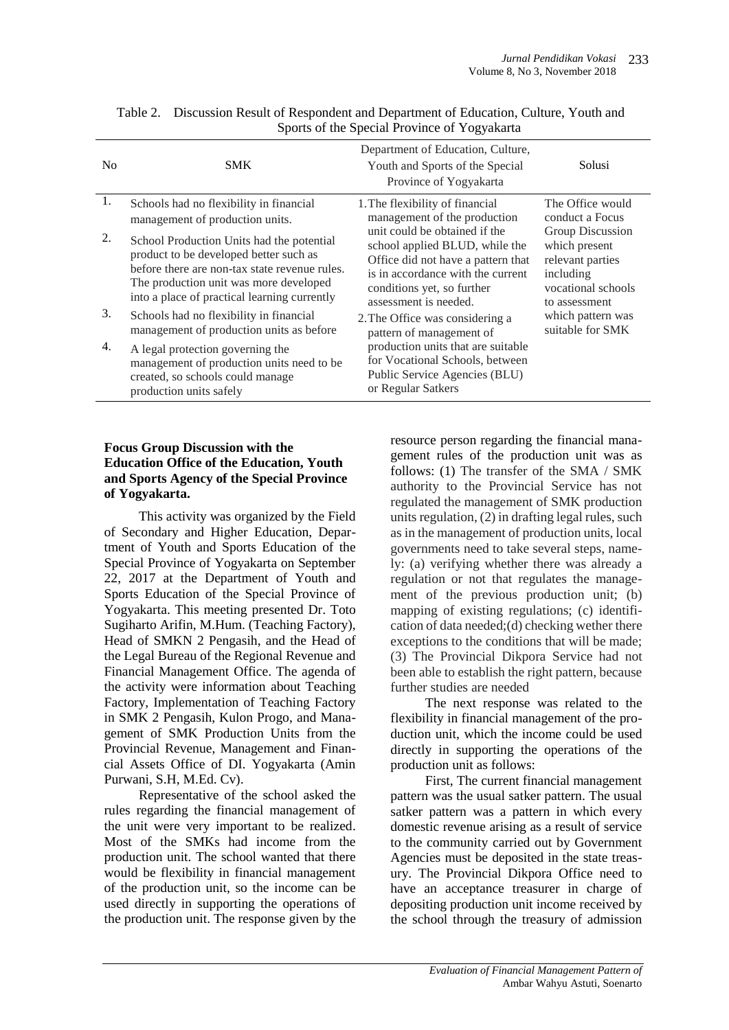Table 2. Discussion Result of Respondent and Department of Education, Culture, Youth and Sports of the Special Province of Yogyakarta

| No | SMK | Department of Education, Culture, Youth and Sports of the Special Province of Yogyakarta | Solusi |
|---|---|---|---|
| 1. | Schools had no flexibility in financial management of production units. | 1. The flexibility of financial management of the production unit could be obtained if the school applied BLUD, while the Office did not have a pattern that is in accordance with the current conditions yet, so further assessment is needed.<br>2. The Office was considering a pattern of management of production units that are suitable for Vocational Schools, between Public Service Agencies (BLU) or Regular Satkers | The Office would conduct a Focus Group Discussion which present relevant parties including vocational schools to assessment which pattern was suitable for SMK |
| 2. | School Production Units had the potential product to be developed better such as before there are non-tax state revenue rules. The production unit was more developed into a place of practical learning currently | | |
| 3. | Schools had no flexibility in financial management of production units as before | | |
| 4. | A legal protection governing the management of production units need to be created, so schools could manage production units safely | | |

**Focus Group Discussion with the Education Office of the Education, Youth and Sports Agency of the Special Province of Yogyakarta.**

This activity was organized by the Field of Secondary and Higher Education, Department of Youth and Sports Education of the Special Province of Yogyakarta on September 22, 2017 at the Department of Youth and Sports Education of the Special Province of Yogyakarta. This meeting presented Dr. Toto Sugiharto Arifin, M.Hum. (Teaching Factory), Head of SMKN 2 Pengasih, and the Head of the Legal Bureau of the Regional Revenue and Financial Management Office. The agenda of the activity were information about Teaching Factory, Implementation of Teaching Factory in SMK 2 Pengasih, Kulon Progo, and Management of SMK Production Units from the Provincial Revenue, Management and Financial Assets Office of DI. Yogyakarta (Amin Purwani, S.H, M.Ed. Cv).

Representative of the school asked the rules regarding the financial management of the unit were very important to be realized. Most of the SMKs had income from the production unit. The school wanted that there would be flexibility in financial management of the production unit, so the income can be used directly in supporting the operations of the production unit. The response given by the resource person regarding the financial management rules of the production unit was as follows: (1) The transfer of the SMA / SMK authority to the Provincial Service has not regulated the management of SMK production units regulation, (2) in drafting legal rules, such as in the management of production units, local governments need to take several steps, namely: (a) verifying whether there was already a regulation or not that regulates the management of the previous production unit; (b) mapping of existing regulations; (c) identification of data needed;(d) checking wether there exceptions to the conditions that will be made; (3) The Provincial Dikpora Service had not been able to establish the right pattern, because further studies are needed

The next response was related to the flexibility in financial management of the production unit, which the income could be used directly in supporting the operations of the production unit as follows:

First, The current financial management pattern was the usual satker pattern. The usual satker pattern was a pattern in which every domestic revenue arising as a result of service to the community carried out by Government Agencies must be deposited in the state treasury. The Provincial Dikpora Office need to have an acceptance treasurer in charge of depositing production unit income received by the school through the treasury of admission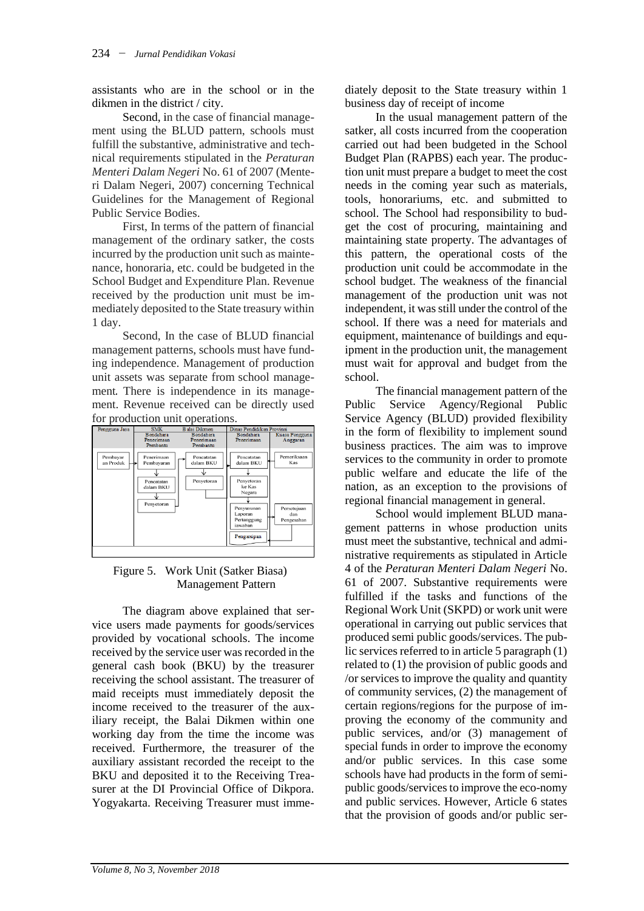assistants who are in the school or in the dikmen in the district / city.

Second, in the case of financial management using the BLUD pattern, schools must fulfill the substantive, administrative and technical requirements stipulated in the *Peraturan Menteri Dalam Negeri* No. 61 of 2007 (Menteri Dalam Negeri, 2007) concerning Technical Guidelines for the Management of Regional Public Service Bodies.

First, In terms of the pattern of financial management of the ordinary satker, the costs incurred by the production unit such as maintenance, honoraria, etc. could be budgeted in the School Budget and Expenditure Plan. Revenue received by the production unit must be immediately deposited to the State treasury within 1 day.

Second, In the case of BLUD financial management patterns, schools must have funding independence. Management of production unit assets was separate from school management. There is independence in its management. Revenue received can be directly used for production unit operations.

| Pengguna Jasa | SMK: Bendahara Penerimaan Pembantu | Balai Dikmen: Bendahara Penerimaan Pembantu | Dinas Pendidikan Provinsi: Bendahara Penerimaan | Dinas Pendidikan Provinsi: Kuasa Pengguna Anggaran |
|---|---|---|---|---|
| Pembayaran Produk | Penerimaan Pembayaran | Pencatatan dalam BKU | Pencatatan dalam BKU | Pemeriksaan Kas |
| | Pencatatan dalam BKU | Penyetoran | Penyetoran ke Kas Negara | |
| | Penyetoran | | Penyusunan Laporan Pertanggungjawaban | Persetujuan dan Pengesahan |
| | | | Pengarsipan | |

Figure 5. Work Unit (Satker Biasa) Management Pattern

The diagram above explained that service users made payments for goods/services provided by vocational schools. The income received by the service user was recorded in the general cash book (BKU) by the treasurer receiving the school assistant. The treasurer of maid receipts must immediately deposit the income received to the treasurer of the auxiliary receipt, the Balai Dikmen within one working day from the time the income was received. Furthermore, the treasurer of the auxiliary assistant recorded the receipt to the BKU and deposited it to the Receiving Treasurer at the DI Provincial Office of Dikpora. Yogyakarta. Receiving Treasurer must immediately deposit to the State treasury within 1 business day of receipt of income

In the usual management pattern of the satker, all costs incurred from the cooperation carried out had been budgeted in the School Budget Plan (RAPBS) each year. The production unit must prepare a budget to meet the cost needs in the coming year such as materials, tools, honorariums, etc. and submitted to school. The School had responsibility to budget the cost of procuring, maintaining and maintaining state property. The advantages of this pattern, the operational costs of the production unit could be accommodate in the school budget. The weakness of the financial management of the production unit was not independent, it was still under the control of the school. If there was a need for materials and equipment, maintenance of buildings and equipment in the production unit, the management must wait for approval and budget from the school.

The financial management pattern of the Public Service Agency/Regional Public Service Agency (BLUD) provided flexibility in the form of flexibility to implement sound business practices. The aim was to improve services to the community in order to promote public welfare and educate the life of the nation, as an exception to the provisions of regional financial management in general.

School would implement BLUD management patterns in whose production units must meet the substantive, technical and administrative requirements as stipulated in Article 4 of the *Peraturan Menteri Dalam Negeri* No. 61 of 2007. Substantive requirements were fulfilled if the tasks and functions of the Regional Work Unit (SKPD) or work unit were operational in carrying out public services that produced semi public goods/services. The public services referred to in article 5 paragraph (1) related to (1) the provision of public goods and /or services to improve the quality and quantity of community services, (2) the management of certain regions/regions for the purpose of improving the economy of the community and public services, and/or (3) management of special funds in order to improve the economy and/or public services. In this case some schools have had products in the form of semi-public goods/services to improve the eco-nomy and public services. However, Article 6 states that the provision of goods and/or public ser-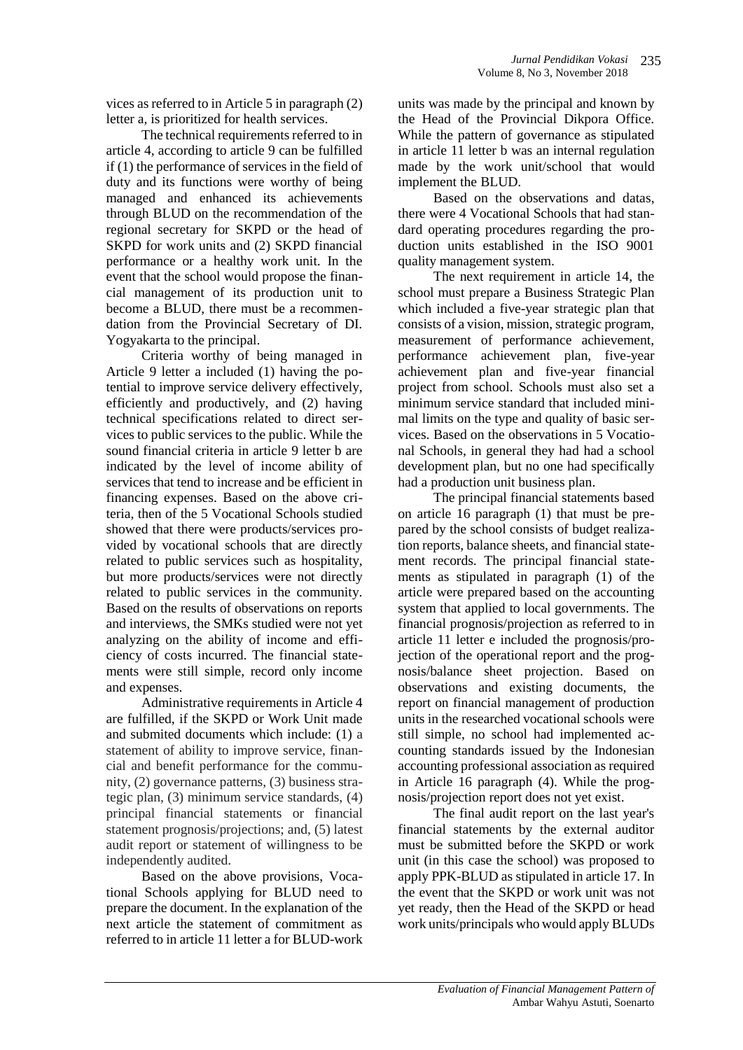vices as referred to in Article 5 in paragraph (2) letter a, is prioritized for health services.

The technical requirements referred to in article 4, according to article 9 can be fulfilled if (1) the performance of services in the field of duty and its functions were worthy of being managed and enhanced its achievements through BLUD on the recommendation of the regional secretary for SKPD or the head of SKPD for work units and (2) SKPD financial performance or a healthy work unit. In the event that the school would propose the financial management of its production unit to become a BLUD, there must be a recommendation from the Provincial Secretary of DI. Yogyakarta to the principal.

Criteria worthy of being managed in Article 9 letter a included (1) having the potential to improve service delivery effectively, efficiently and productively, and (2) having technical specifications related to direct services to public services to the public. While the sound financial criteria in article 9 letter b are indicated by the level of income ability of services that tend to increase and be efficient in financing expenses. Based on the above criteria, then of the 5 Vocational Schools studied showed that there were products/services provided by vocational schools that are directly related to public services such as hospitality, but more products/services were not directly related to public services in the community. Based on the results of observations on reports and interviews, the SMKs studied were not yet analyzing on the ability of income and efficiency of costs incurred. The financial statements were still simple, record only income and expenses.

Administrative requirements in Article 4 are fulfilled, if the SKPD or Work Unit made and submited documents which include: (1) a statement of ability to improve service, financial and benefit performance for the community, (2) governance patterns, (3) business strategic plan, (3) minimum service standards, (4) principal financial statements or financial statement prognosis/projections; and, (5) latest audit report or statement of willingness to be independently audited.

Based on the above provisions, Vocational Schools applying for BLUD need to prepare the document. In the explanation of the next article the statement of commitment as referred to in article 11 letter a for BLUD-work units was made by the principal and known by the Head of the Provincial Dikpora Office. While the pattern of governance as stipulated in article 11 letter b was an internal regulation made by the work unit/school that would implement the BLUD.

Based on the observations and datas, there were 4 Vocational Schools that had standard operating procedures regarding the production units established in the ISO 9001 quality management system.

The next requirement in article 14, the school must prepare a Business Strategic Plan which included a five-year strategic plan that consists of a vision, mission, strategic program, measurement of performance achievement, performance achievement plan, five-year achievement plan and five-year financial project from school. Schools must also set a minimum service standard that included minimal limits on the type and quality of basic services. Based on the observations in 5 Vocational Schools, in general they had had a school development plan, but no one had specifically had a production unit business plan.

The principal financial statements based on article 16 paragraph (1) that must be prepared by the school consists of budget realization reports, balance sheets, and financial statement records. The principal financial statements as stipulated in paragraph (1) of the article were prepared based on the accounting system that applied to local governments. The financial prognosis/projection as referred to in article 11 letter e included the prognosis/projection of the operational report and the prognosis/balance sheet projection. Based on observations and existing documents, the report on financial management of production units in the researched vocational schools were still simple, no school had implemented accounting standards issued by the Indonesian accounting professional association as required in Article 16 paragraph (4). While the prognosis/projection report does not yet exist.

The final audit report on the last year's financial statements by the external auditor must be submitted before the SKPD or work unit (in this case the school) was proposed to apply PPK-BLUD as stipulated in article 17. In the event that the SKPD or work unit was not yet ready, then the Head of the SKPD or head work units/principals who would apply BLUDs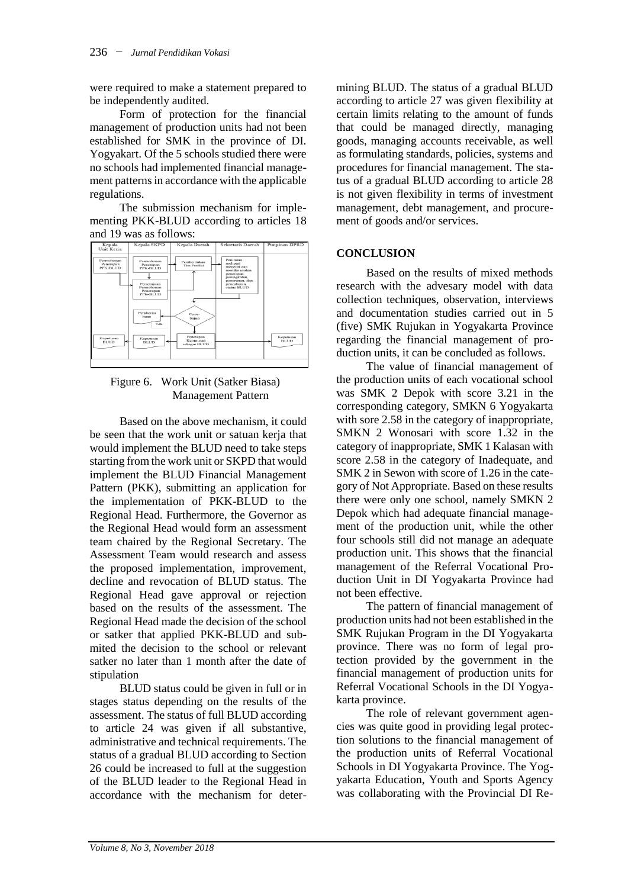were required to make a statement prepared to be independently audited.

Form of protection for the financial management of production units had not been established for SMK in the province of DI. Yogyakart. Of the 5 schools studied there were no schools had implemented financial management patterns in accordance with the applicable regulations.

The submission mechanism for implementing PKK-BLUD according to articles 18 and 19 was as follows:

Figure 6. Work Unit (Satker Biasa) Management Pattern

Based on the above mechanism, it could be seen that the work unit or satuan kerja that would implement the BLUD need to take steps starting from the work unit or SKPD that would implement the BLUD Financial Management Pattern (PKK), submitting an application for the implementation of PKK-BLUD to the Regional Head. Furthermore, the Governor as the Regional Head would form an assessment team chaired by the Regional Secretary. The Assessment Team would research and assess the proposed implementation, improvement, decline and revocation of BLUD status. The Regional Head gave approval or rejection based on the results of the assessment. The Regional Head made the decision of the school or satker that applied PKK-BLUD and submited the decision to the school or relevant satker no later than 1 month after the date of stipulation

BLUD status could be given in full or in stages status depending on the results of the assessment. The status of full BLUD according to article 24 was given if all substantive, administrative and technical requirements. The status of a gradual BLUD according to Section 26 could be increased to full at the suggestion of the BLUD leader to the Regional Head in accordance with the mechanism for determining BLUD. The status of a gradual BLUD according to article 27 was given flexibility at certain limits relating to the amount of funds that could be managed directly, managing goods, managing accounts receivable, as well as formulating standards, policies, systems and procedures for financial management. The status of a gradual BLUD according to article 28 is not given flexibility in terms of investment management, debt management, and procurement of goods and/or services.

## CONCLUSION

Based on the results of mixed methods research with the advesary model with data collection techniques, observation, interviews and documentation studies carried out in 5 (five) SMK Rujukan in Yogyakarta Province regarding the financial management of production units, it can be concluded as follows.

The value of financial management of the production units of each vocational school was SMK 2 Depok with score 3.21 in the corresponding category, SMKN 6 Yogyakarta with sore 2.58 in the category of inappropriate, SMKN 2 Wonosari with score 1.32 in the category of inappropriate, SMK 1 Kalasan with score 2.58 in the category of Inadequate, and SMK 2 in Sewon with score of 1.26 in the category of Not Appropriate. Based on these results there were only one school, namely SMKN 2 Depok which had adequate financial management of the production unit, while the other four schools still did not manage an adequate production unit. This shows that the financial management of the Referral Vocational Production Unit in DI Yogyakarta Province had not been effective.

The pattern of financial management of production units had not been established in the SMK Rujukan Program in the DI Yogyakarta province. There was no form of legal protection provided by the government in the financial management of production units for Referral Vocational Schools in the DI Yogyakarta province.

The role of relevant government agencies was quite good in providing legal protection solutions to the financial management of the production units of Referral Vocational Schools in DI Yogyakarta Province. The Yogyakarta Education, Youth and Sports Agency was collaborating with the Provincial DI Re-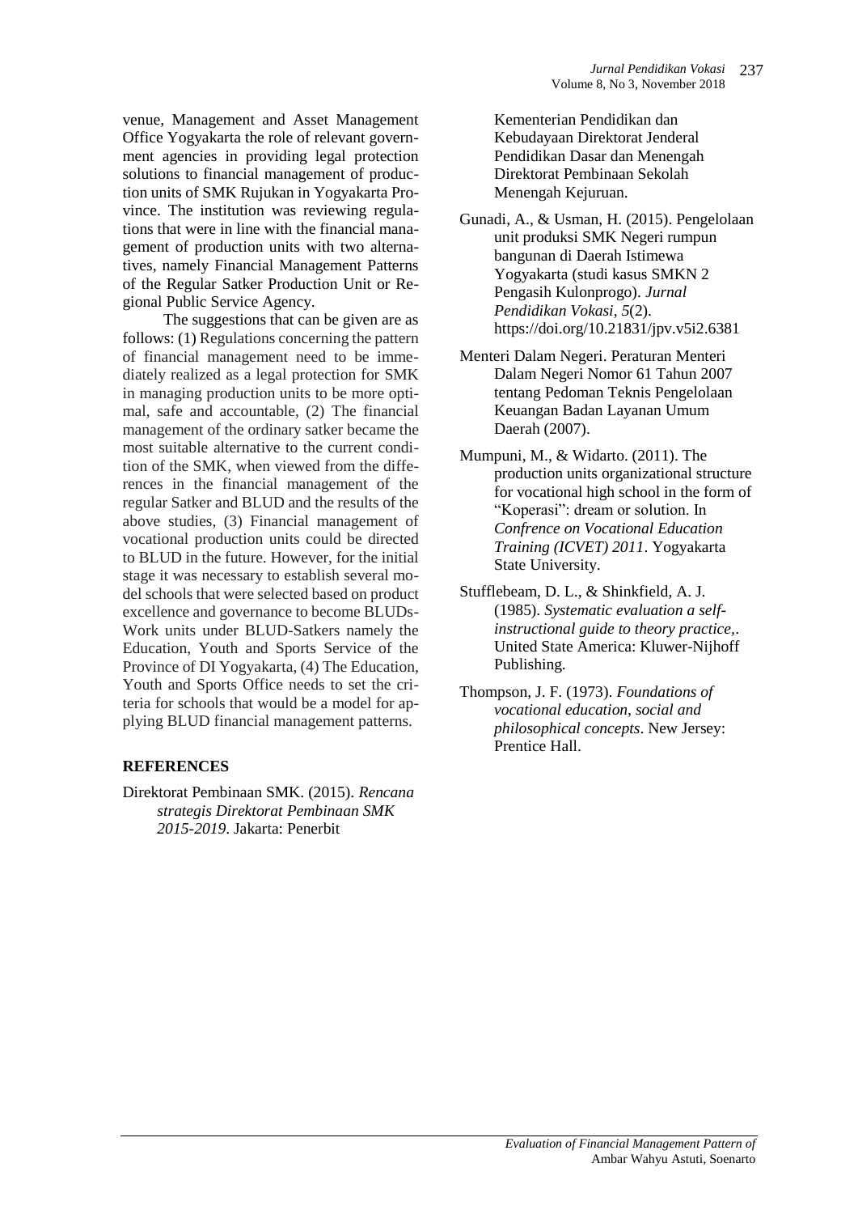venue, Management and Asset Management Office Yogyakarta the role of relevant government agencies in providing legal protection solutions to financial management of production units of SMK Rujukan in Yogyakarta Province. The institution was reviewing regulations that were in line with the financial management of production units with two alternatives, namely Financial Management Patterns of the Regular Satker Production Unit or Regional Public Service Agency.

The suggestions that can be given are as follows: (1) Regulations concerning the pattern of financial management need to be immediately realized as a legal protection for SMK in managing production units to be more optimal, safe and accountable, (2) The financial management of the ordinary satker became the most suitable alternative to the current condition of the SMK, when viewed from the differences in the financial management of the regular Satker and BLUD and the results of the above studies, (3) Financial management of vocational production units could be directed to BLUD in the future. However, for the initial stage it was necessary to establish several model schools that were selected based on product excellence and governance to become BLUDs-Work units under BLUD-Satkers namely the Education, Youth and Sports Service of the Province of DI Yogyakarta, (4) The Education, Youth and Sports Office needs to set the criteria for schools that would be a model for applying BLUD financial management patterns.

## REFERENCES

Direktorat Pembinaan SMK. (2015). *Rencana strategis Direktorat Pembinaan SMK 2015-2019*. Jakarta: Penerbit Kementerian Pendidikan dan Kebudayaan Direktorat Jenderal Pendidikan Dasar dan Menengah Direktorat Pembinaan Sekolah Menengah Kejuruan.

Gunadi, A., & Usman, H. (2015). Pengelolaan unit produksi SMK Negeri rumpun bangunan di Daerah Istimewa Yogyakarta (studi kasus SMKN 2 Pengasih Kulonprogo). *Jurnal Pendidikan Vokasi*, *5*(2). https://doi.org/10.21831/jpv.v5i2.6381

Menteri Dalam Negeri. Peraturan Menteri Dalam Negeri Nomor 61 Tahun 2007 tentang Pedoman Teknis Pengelolaan Keuangan Badan Layanan Umum Daerah (2007).

Mumpuni, M., & Widarto. (2011). The production units organizational structure for vocational high school in the form of "Koperasi": dream or solution. In *Confrence on Vocational Education Training (ICVET) 2011*. Yogyakarta State University.

Stufflebeam, D. L., & Shinkfield, A. J. (1985). *Systematic evaluation a self-instructional guide to theory practice,*. United State America: Kluwer-Nijhoff Publishing.

Thompson, J. F. (1973). *Foundations of vocational education, social and philosophical concepts*. New Jersey: Prentice Hall.